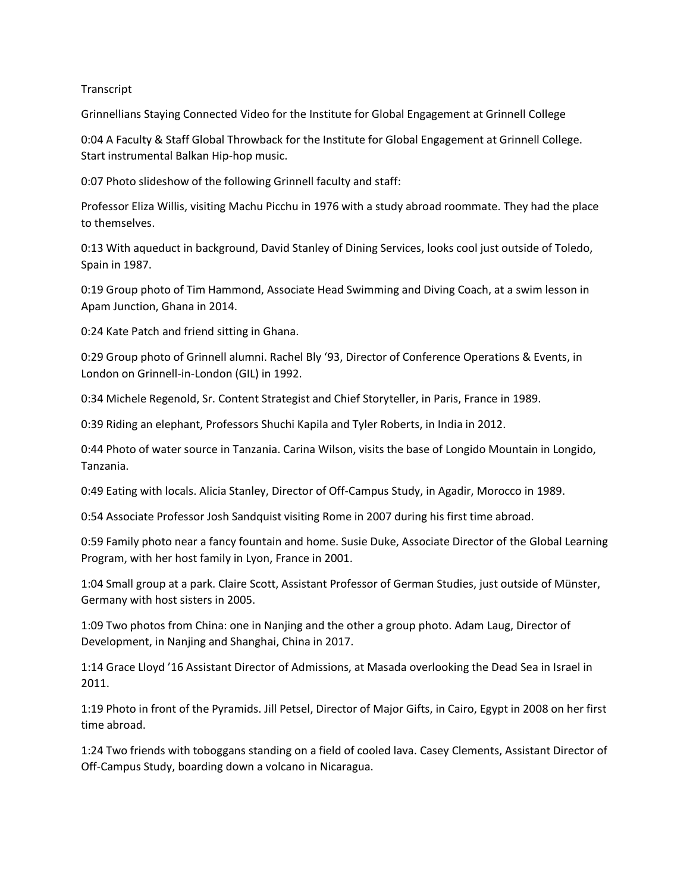Transcript

Grinnellians Staying Connected Video for the Institute for Global Engagement at Grinnell College

0:04 A Faculty & Staff Global Throwback for the Institute for Global Engagement at Grinnell College. Start instrumental Balkan Hip-hop music.

0:07 Photo slideshow of the following Grinnell faculty and staff:

Professor Eliza Willis, visiting Machu Picchu in 1976 with a study abroad roommate. They had the place to themselves.

0:13 With aqueduct in background, David Stanley of Dining Services, looks cool just outside of Toledo, Spain in 1987.

0:19 Group photo of Tim Hammond, Associate Head Swimming and Diving Coach, at a swim lesson in Apam Junction, Ghana in 2014.

0:24 Kate Patch and friend sitting in Ghana.

0:29 Group photo of Grinnell alumni. Rachel Bly '93, Director of Conference Operations & Events, in London on Grinnell-in-London (GIL) in 1992.

0:34 Michele Regenold, Sr. Content Strategist and Chief Storyteller, in Paris, France in 1989.

0:39 Riding an elephant, Professors Shuchi Kapila and Tyler Roberts, in India in 2012.

0:44 Photo of water source in Tanzania. Carina Wilson, visits the base of Longido Mountain in Longido, Tanzania.

0:49 Eating with locals. Alicia Stanley, Director of Off-Campus Study, in Agadir, Morocco in 1989.

0:54 Associate Professor Josh Sandquist visiting Rome in 2007 during his first time abroad.

0:59 Family photo near a fancy fountain and home. Susie Duke, Associate Director of the Global Learning Program, with her host family in Lyon, France in 2001.

1:04 Small group at a park. Claire Scott, Assistant Professor of German Studies, just outside of Münster, Germany with host sisters in 2005.

1:09 Two photos from China: one in Nanjing and the other a group photo. Adam Laug, Director of Development, in Nanjing and Shanghai, China in 2017.

1:14 Grace Lloyd '16 Assistant Director of Admissions, at Masada overlooking the Dead Sea in Israel in 2011.

1:19 Photo in front of the Pyramids. Jill Petsel, Director of Major Gifts, in Cairo, Egypt in 2008 on her first time abroad.

1:24 Two friends with toboggans standing on a field of cooled lava. Casey Clements, Assistant Director of Off-Campus Study, boarding down a volcano in Nicaragua.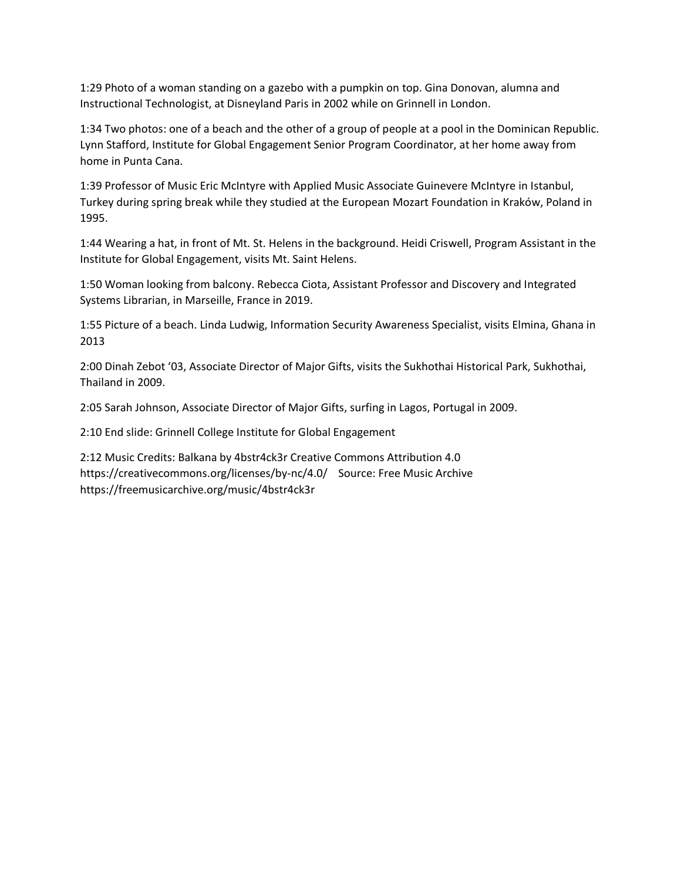1:29 Photo of a woman standing on a gazebo with a pumpkin on top. Gina Donovan, alumna and Instructional Technologist, at Disneyland Paris in 2002 while on Grinnell in London.

1:34 Two photos: one of a beach and the other of a group of people at a pool in the Dominican Republic. Lynn Stafford, Institute for Global Engagement Senior Program Coordinator, at her home away from home in Punta Cana.

1:39 Professor of Music Eric McIntyre with Applied Music Associate Guinevere McIntyre in Istanbul, Turkey during spring break while they studied at the European Mozart Foundation in Kraków, Poland in 1995.

1:44 Wearing a hat, in front of Mt. St. Helens in the background. Heidi Criswell, Program Assistant in the Institute for Global Engagement, visits Mt. Saint Helens.

1:50 Woman looking from balcony. Rebecca Ciota, Assistant Professor and Discovery and Integrated Systems Librarian, in Marseille, France in 2019.

1:55 Picture of a beach. Linda Ludwig, Information Security Awareness Specialist, visits Elmina, Ghana in 2013

2:00 Dinah Zebot '03, Associate Director of Major Gifts, visits the Sukhothai Historical Park, Sukhothai, Thailand in 2009.

2:05 Sarah Johnson, Associate Director of Major Gifts, surfing in Lagos, Portugal in 2009.

2:10 End slide: Grinnell College Institute for Global Engagement

2:12 Music Credits: Balkana by 4bstr4ck3r Creative Commons Attribution 4.0 https://creativecommons.org/licenses/by-nc/4.0/ Source: Free Music Archive https://freemusicarchive.org/music/4bstr4ck3r